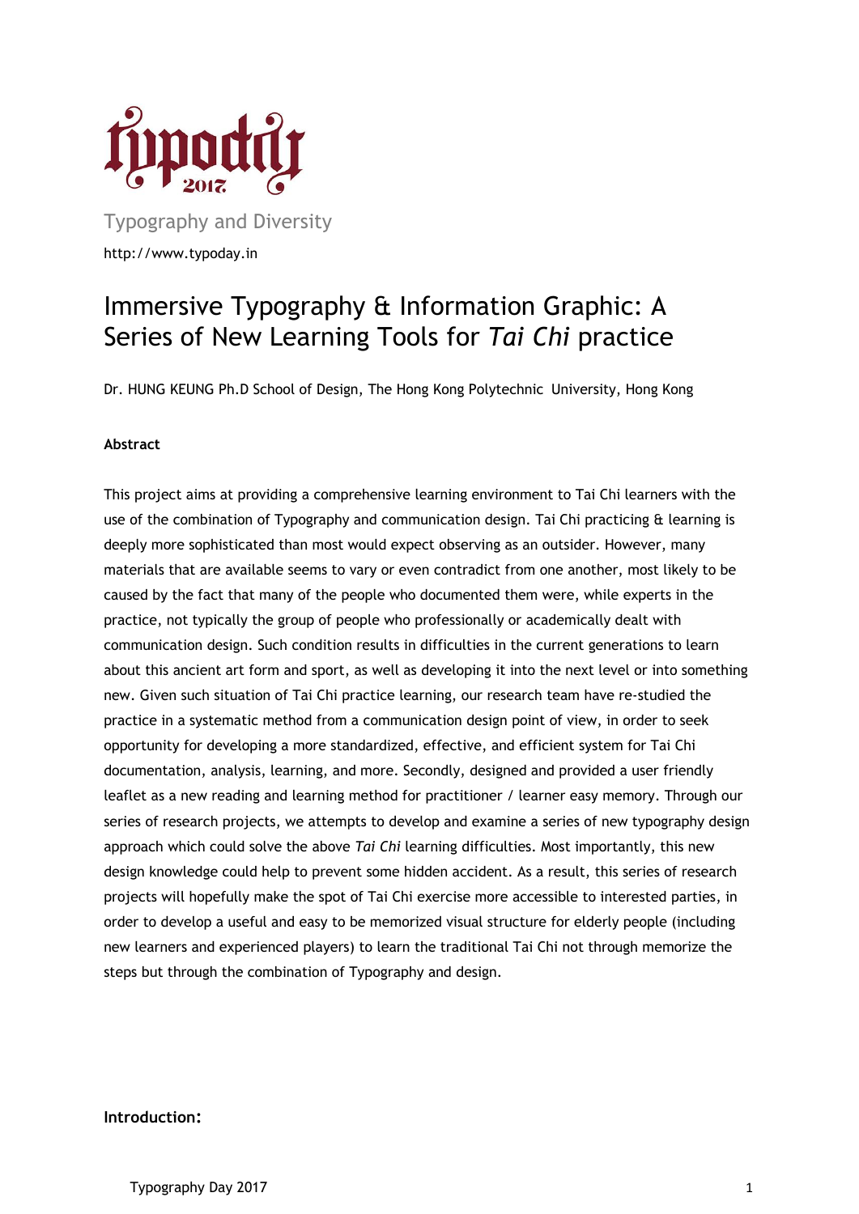Typography and Diversity

http://www.typoday.in

# Immersive Typography & Information Graphic: A Series of New Learning Tools for *Tai Chi* practice

Dr. HUNG KEUNG Ph.D School of Design, The Hong Kong Polytechnic University, Hong Kong

**Abstract**

This project aims at providing a comprehensive learning environment to Tai Chi learners with the use of the combination of Typography and communication design. Tai Chi practicing & learning is deeply more sophisticated than most would expect observing as an outsider. However, many materials that are available seems to vary or even contradict from one another, most likely to be caused by the fact that many of the people who documented them were, while experts in the practice, not typically the group of people who professionally or academically dealt with communication design. Such condition results in difficulties in the current generations to learn about this ancient art form and sport, as well as developing it into the next level or into something new. Given such situation of Tai Chi practice learning, our research team have re-studied the practice in a systematic method from a communication design point of view, in order to seek opportunity for developing a more standardized, effective, and efficient system for Tai Chi documentation, analysis, learning, and more. Secondly, designed and provided a user friendly leaflet as a new reading and learning method for practitioner / learner easy memory. Through our series of research projects, we attempts to develop and examine a series of new typography design approach which could solve the above *Tai Chi* learning difficulties. Most importantly, this new design knowledge could help to prevent some hidden accident. As a result, this series of research projects will hopefully make the spot of Tai Chi exercise more accessible to interested parties, in order to develop a useful and easy to be memorized visual structure for elderly people (including new learners and experienced players) to learn the traditional Tai Chi not through memorize the steps but through the combination of Typography and design.

**Introduction:**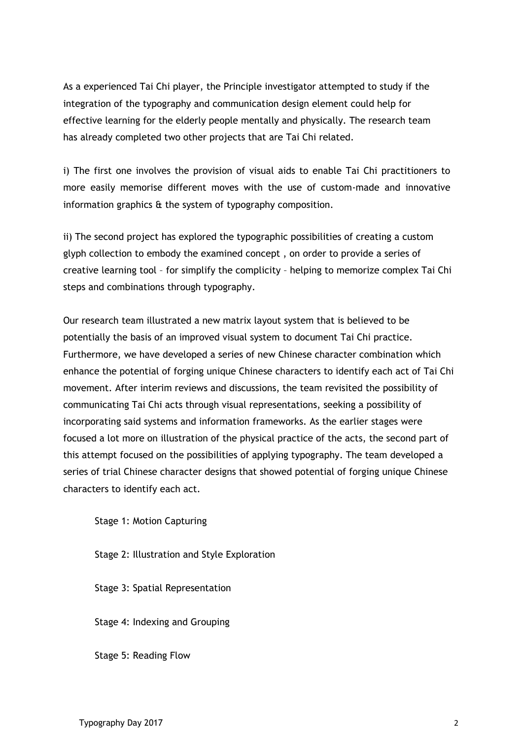As a experienced Tai Chi player, the Principle investigator attempted to study if the integration of the typography and communication design element could help for effective learning for the elderly people mentally and physically. The research team has already completed two other projects that are Tai Chi related.

i) The first one involves the provision of visual aids to enable Tai Chi practitioners to more easily memorise different moves with the use of custom-made and innovative information graphics & the system of typography composition.

ii) The second project has explored the typographic possibilities of creating a custom glyph collection to embody the examined concept , on order to provide a series of creative learning tool – for simplify the complicity – helping to memorize complex Tai Chi steps and combinations through typography.

Our research team illustrated a new matrix layout system that is believed to be potentially the basis of an improved visual system to document Tai Chi practice. Furthermore, we have developed a series of new Chinese character combination which enhance the potential of forging unique Chinese characters to identify each act of Tai Chi movement. After interim reviews and discussions, the team revisited the possibility of communicating Tai Chi acts through visual representations, seeking a possibility of incorporating said systems and information frameworks. As the earlier stages were focused a lot more on illustration of the physical practice of the acts, the second part of this attempt focused on the possibilities of applying typography. The team developed a series of trial Chinese character designs that showed potential of forging unique Chinese characters to identify each act.

Stage 1: Motion Capturing

Stage 2: Illustration and Style Exploration

Stage 3: Spatial Representation

Stage 4: Indexing and Grouping

Stage 5: Reading Flow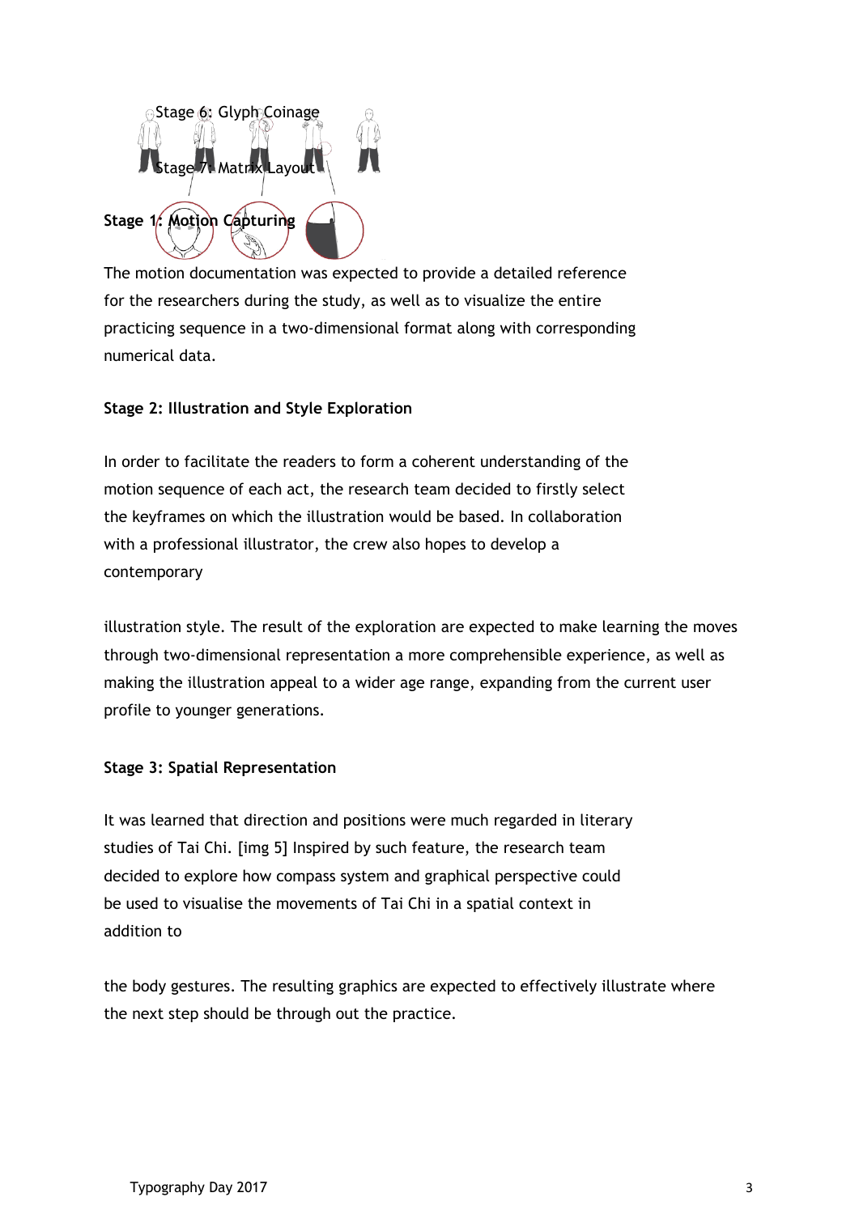Stage 6: Glyph Coinage

Stage 7: Matrix Layout

**Stage 1: Motion Capturing**

The motion documentation was expected to provide a detailed reference for the researchers during the study, as well as to visualize the entire practicing sequence in a two-dimensional format along with corresponding numerical data.

**Stage 2: Illustration and Style Exploration**

In order to facilitate the readers to form a coherent understanding of the motion sequence of each act, the research team decided to firstly select the keyframes on which the illustration would be based. In collaboration with a professional illustrator, the crew also hopes to develop a contemporary

illustration style. The result of the exploration are expected to make learning the moves through two-dimensional representation a more comprehensible experience, as well as making the illustration appeal to a wider age range, expanding from the current user profile to younger generations.

**Stage 3: Spatial Representation**

It was learned that direction and positions were much regarded in literary studies of Tai Chi. [img 5] Inspired by such feature, the research team decided to explore how compass system and graphical perspective could be used to visualise the movements of Tai Chi in a spatial context in addition to

the body gestures. The resulting graphics are expected to effectively illustrate where the next step should be through out the practice.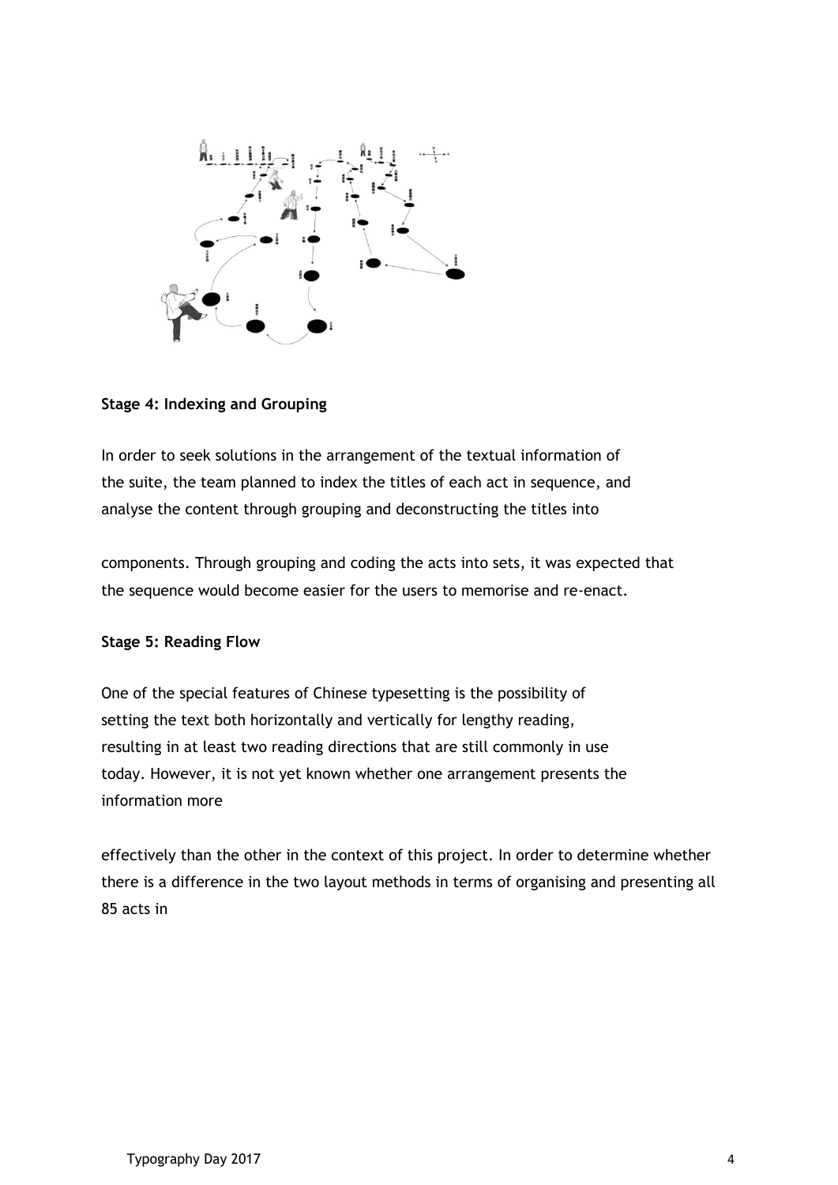**Stage 4: Indexing and Grouping**

In order to seek solutions in the arrangement of the textual information of the suite, the team planned to index the titles of each act in sequence, and analyse the content through grouping and deconstructing the titles into

components. Through grouping and coding the acts into sets, it was expected that the sequence would become easier for the users to memorise and re-enact.

**Stage 5: Reading Flow**

One of the special features of Chinese typesetting is the possibility of setting the text both horizontally and vertically for lengthy reading, resulting in at least two reading directions that are still commonly in use today. However, it is not yet known whether one arrangement presents the information more

effectively than the other in the context of this project. In order to determine whether there is a difference in the two layout methods in terms of organising and presenting all 85 acts in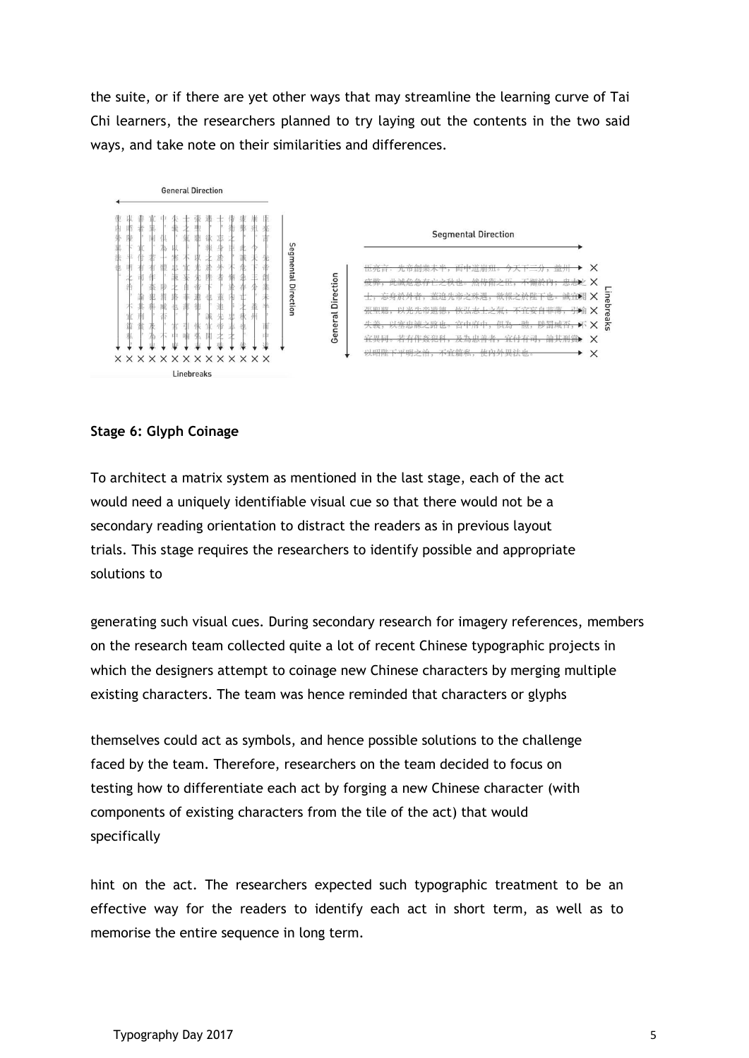the suite, or if there are yet other ways that may streamline the learning curve of Tai Chi learners, the researchers planned to try laying out the contents in the two said ways, and take note on their similarities and differences.

**Stage 6: Glyph Coinage**

To architect a matrix system as mentioned in the last stage, each of the act would need a uniquely identifiable visual cue so that there would not be a secondary reading orientation to distract the readers as in previous layout trials. This stage requires the researchers to identify possible and appropriate solutions to

generating such visual cues. During secondary research for imagery references, members on the research team collected quite a lot of recent Chinese typographic projects in which the designers attempt to coinage new Chinese characters by merging multiple existing characters. The team was hence reminded that characters or glyphs

themselves could act as symbols, and hence possible solutions to the challenge faced by the team. Therefore, researchers on the team decided to focus on testing how to differentiate each act by forging a new Chinese character (with components of existing characters from the tile of the act) that would specifically

hint on the act. The researchers expected such typographic treatment to be an effective way for the readers to identify each act in short term, as well as to memorise the entire sequence in long term.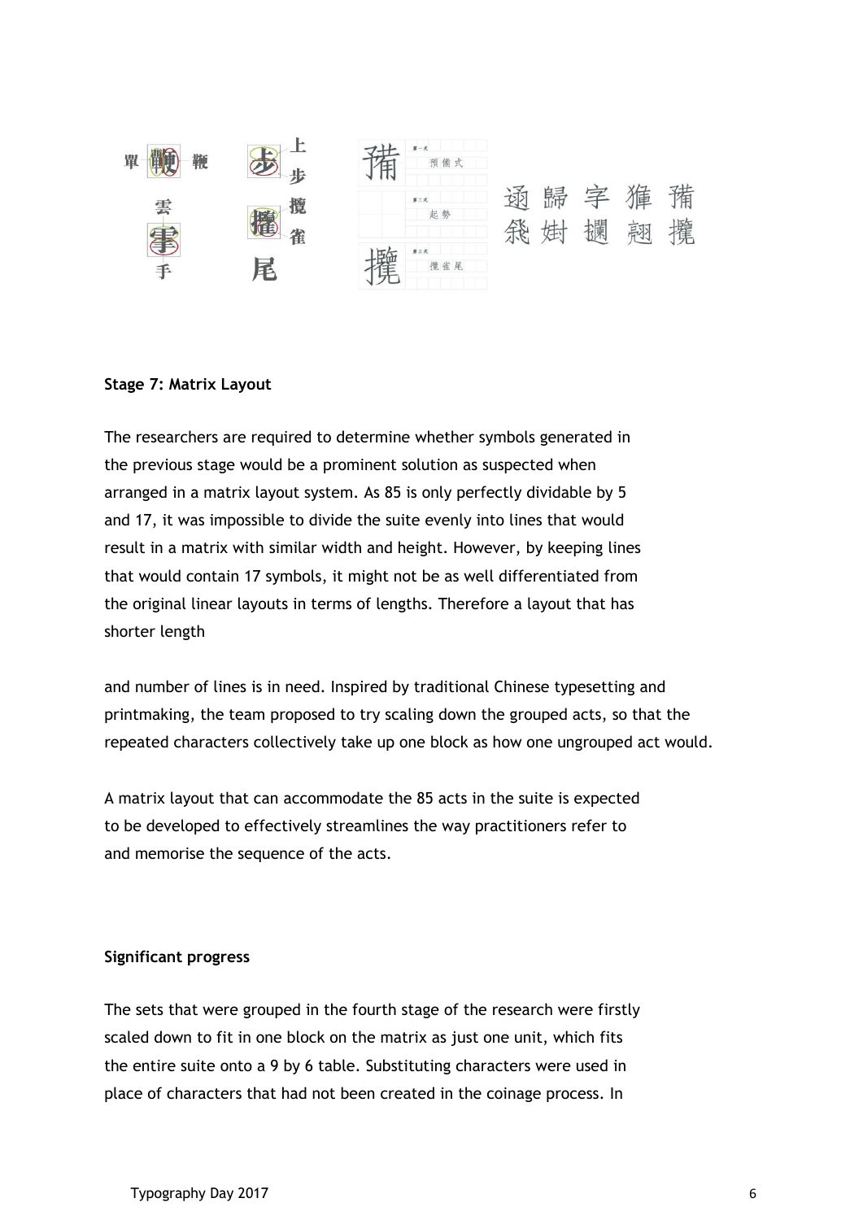**Stage 7: Matrix Layout**

The researchers are required to determine whether symbols generated in the previous stage would be a prominent solution as suspected when arranged in a matrix layout system. As 85 is only perfectly dividable by 5 and 17, it was impossible to divide the suite evenly into lines that would result in a matrix with similar width and height. However, by keeping lines that would contain 17 symbols, it might not be as well differentiated from the original linear layouts in terms of lengths. Therefore a layout that has shorter length

and number of lines is in need. Inspired by traditional Chinese typesetting and printmaking, the team proposed to try scaling down the grouped acts, so that the repeated characters collectively take up one block as how one ungrouped act would.

A matrix layout that can accommodate the 85 acts in the suite is expected to be developed to effectively streamlines the way practitioners refer to and memorise the sequence of the acts.

**Significant progress**

The sets that were grouped in the fourth stage of the research were firstly scaled down to fit in one block on the matrix as just one unit, which fits the entire suite onto a 9 by 6 table. Substituting characters were used in place of characters that had not been created in the coinage process. In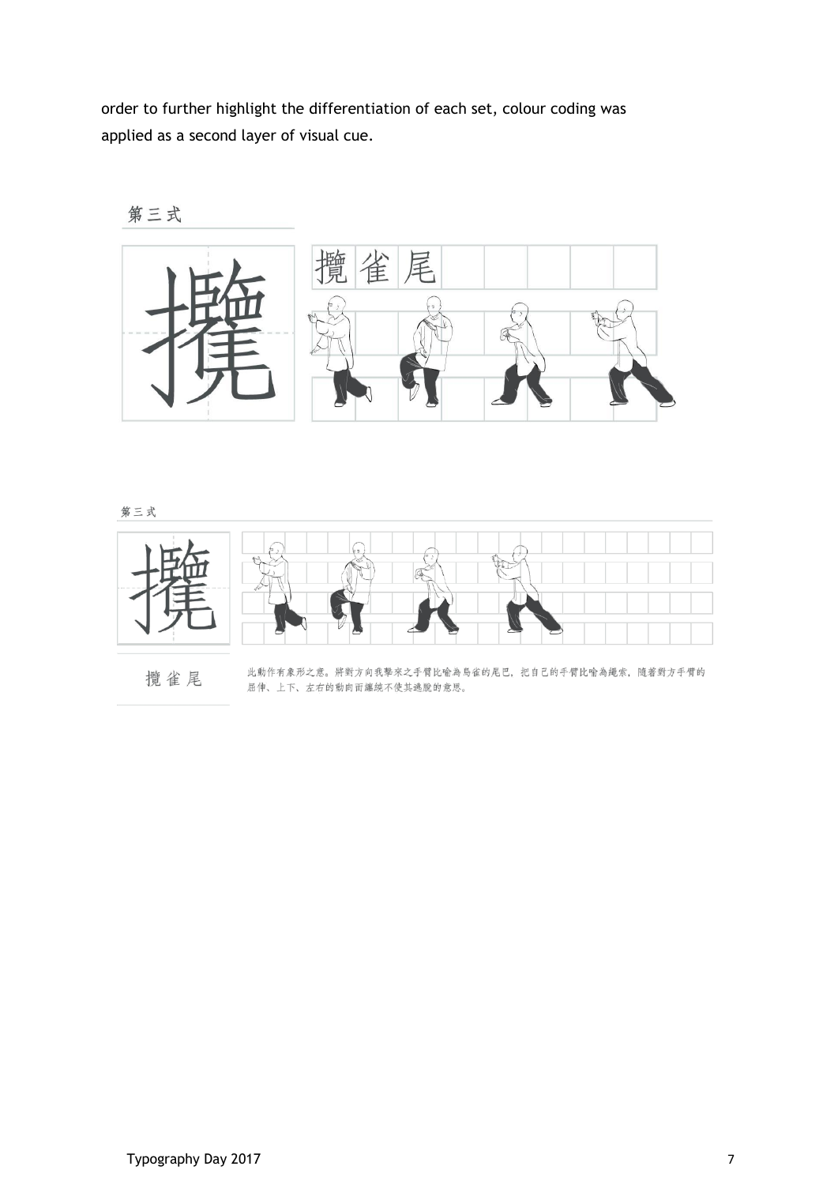order to further highlight the differentiation of each set, colour coding was applied as a second layer of visual cue.

第三式

攬

攬 雀 尾

第三式

攬

攬 雀 尾

此動作有象形之意。將對方向我擊來之手臂比喻為鳥雀的尾巴，把自己的手臂比喻為繩索，隨著對方手臂的屈伸、上下、左右的動向而纏繞不使其逃脫的意思。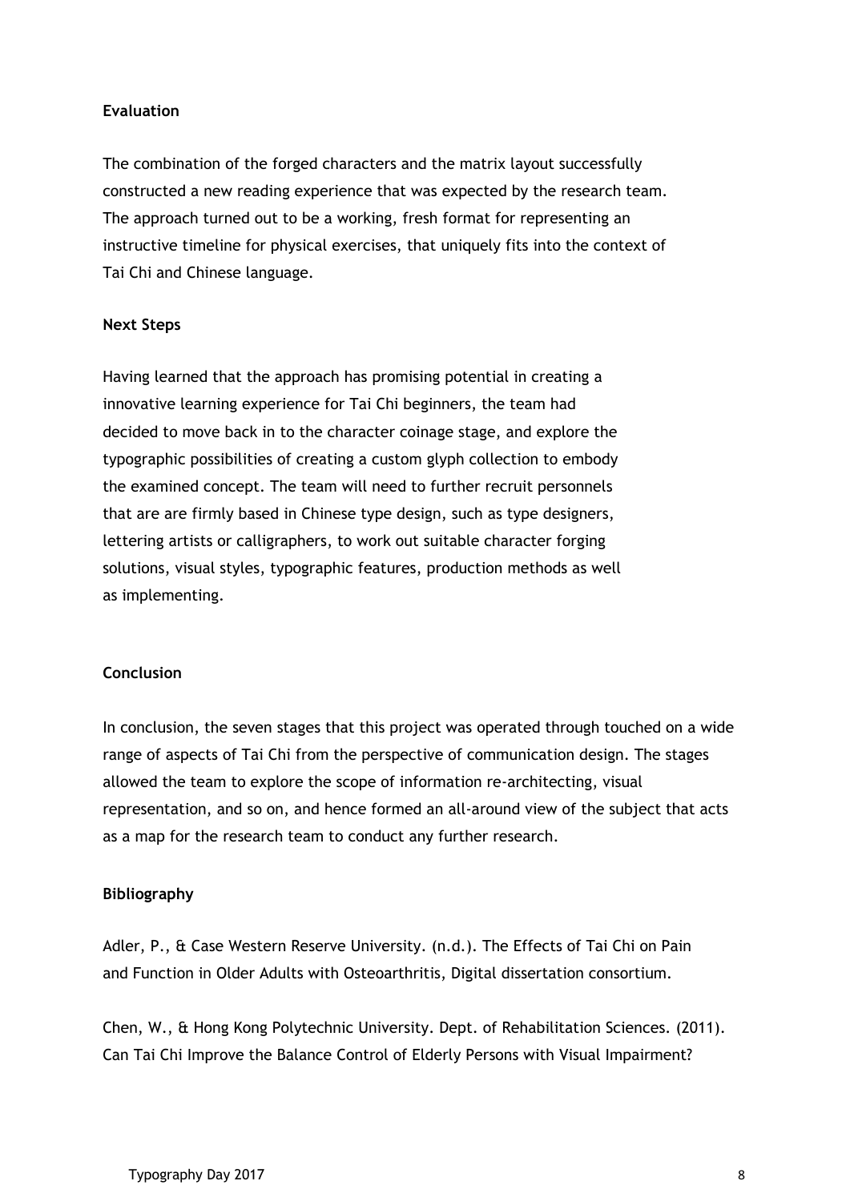**Evaluation**

The combination of the forged characters and the matrix layout successfully constructed a new reading experience that was expected by the research team. The approach turned out to be a working, fresh format for representing an instructive timeline for physical exercises, that uniquely fits into the context of Tai Chi and Chinese language.

**Next Steps**

Having learned that the approach has promising potential in creating a innovative learning experience for Tai Chi beginners, the team had decided to move back in to the character coinage stage, and explore the typographic possibilities of creating a custom glyph collection to embody the examined concept. The team will need to further recruit personnels that are are firmly based in Chinese type design, such as type designers, lettering artists or calligraphers, to work out suitable character forging solutions, visual styles, typographic features, production methods as well as implementing.

**Conclusion**

In conclusion, the seven stages that this project was operated through touched on a wide range of aspects of Tai Chi from the perspective of communication design. The stages allowed the team to explore the scope of information re-architecting, visual representation, and so on, and hence formed an all-around view of the subject that acts as a map for the research team to conduct any further research.

**Bibliography**

Adler, P., & Case Western Reserve University. (n.d.). The Effects of Tai Chi on Pain and Function in Older Adults with Osteoarthritis, Digital dissertation consortium.

Chen, W., & Hong Kong Polytechnic University. Dept. of Rehabilitation Sciences. (2011). Can Tai Chi Improve the Balance Control of Elderly Persons with Visual Impairment?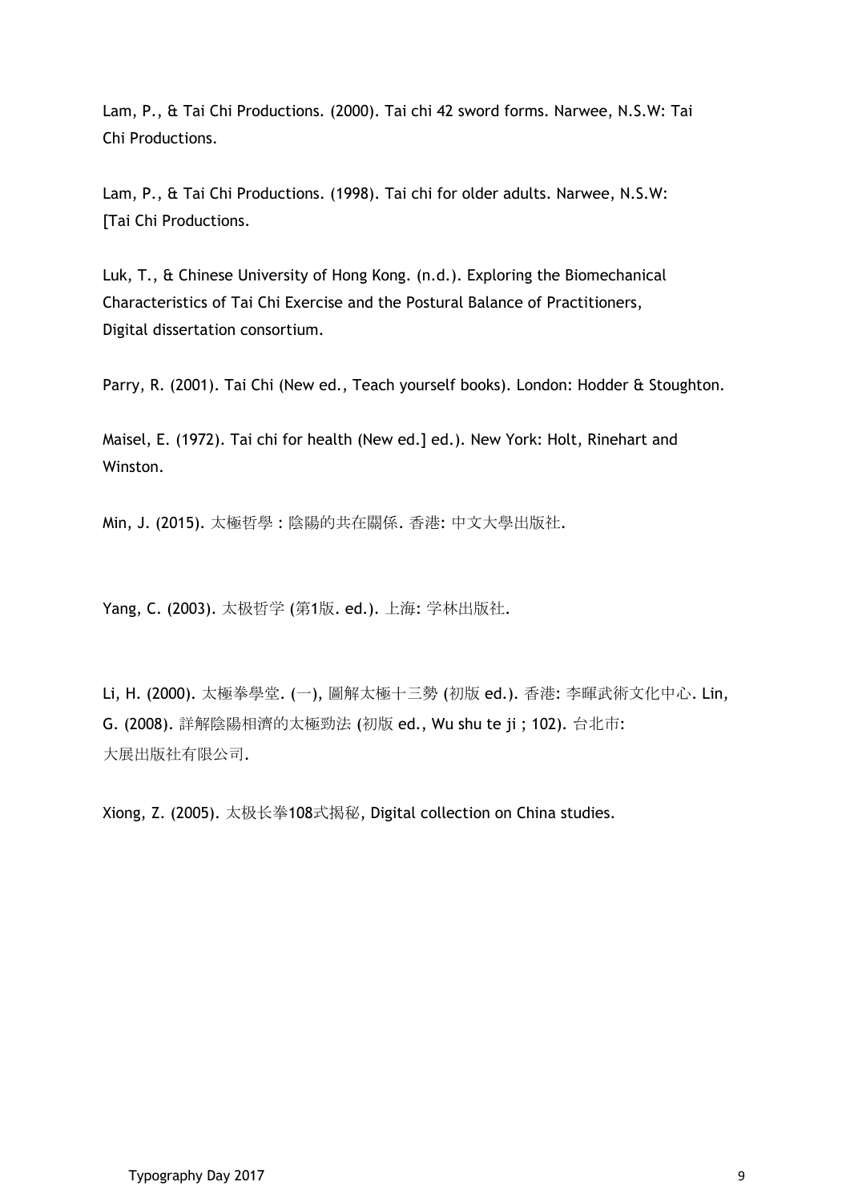Lam, P., & Tai Chi Productions. (2000). Tai chi 42 sword forms. Narwee, N.S.W: Tai Chi Productions.

Lam, P., & Tai Chi Productions. (1998). Tai chi for older adults. Narwee, N.S.W: [Tai Chi Productions.

Luk, T., & Chinese University of Hong Kong. (n.d.). Exploring the Biomechanical Characteristics of Tai Chi Exercise and the Postural Balance of Practitioners, Digital dissertation consortium.

Parry, R. (2001). Tai Chi (New ed., Teach yourself books). London: Hodder & Stoughton.

Maisel, E. (1972). Tai chi for health (New ed.] ed.). New York: Holt, Rinehart and Winston.

Min, J. (2015). 太極哲學 : 陰陽的共在關係. 香港: 中文大學出版社.

Yang, C. (2003). 太极哲学 (第1版. ed.). 上海: 学林出版社.

Li, H. (2000). 太極拳學堂. (一), 圖解太極十三勢 (初版 ed.). 香港: 李暉武術文化中心. Lin, G. (2008). 詳解陰陽相濟的太極勁法 (初版 ed., Wu shu te ji ; 102). 台北市: 大展出版社有限公司.

Xiong, Z. (2005). 太极长拳108式揭秘, Digital collection on China studies.